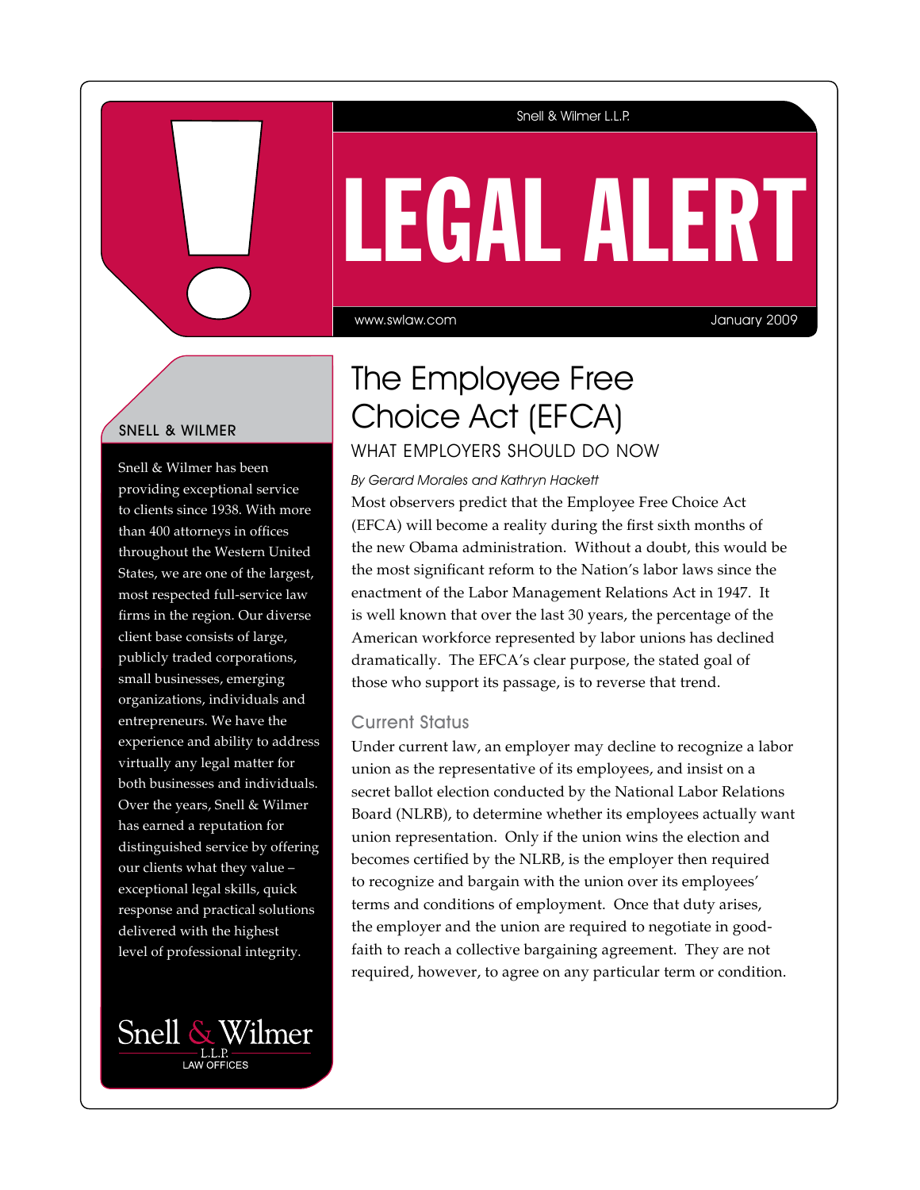Snell & Wilmer L.L.P.

# LEGAL ALERT

www.swlaw.com January 2009

## The Employee Free Choice Act (EFCA)

### WHAT EMPLOYERS SHOULD DO NOW

*By Gerard Morales and Kathryn Hackett*

Most observers predict that the Employee Free Choice Act (EFCA) will become a reality during the first sixth months of the new Obama administration. Without a doubt, this would be the most significant reform to the Nation's labor laws since the enactment of the Labor Management Relations Act in 1947. It is well known that over the last 30 years, the percentage of the American workforce represented by labor unions has declined dramatically. The EFCA's clear purpose, the stated goal of those who support its passage, is to reverse that trend.

### Current Status

Under current law, an employer may decline to recognize a labor union as the representative of its employees, and insist on a secret ballot election conducted by the National Labor Relations Board (NLRB), to determine whether its employees actually want union representation. Only if the union wins the election and becomes certified by the NLRB, is the employer then required to recognize and bargain with the union over its employees' terms and conditions of employment. Once that duty arises, the employer and the union are required to negotiate in good-faith to reach a collective bargaining agreement. They are not required, however, to agree on any particular term or condition.

---

**SNELL & WILMER**

Snell & Wilmer has been providing exceptional service to clients since 1938. With more than 400 attorneys in offices throughout the Western United States, we are one of the largest, most respected full-service law firms in the region. Our diverse client base consists of large, publicly traded corporations, small businesses, emerging organizations, individuals and entrepreneurs. We have the experience and ability to address virtually any legal matter for both businesses and individuals. Over the years, Snell & Wilmer has earned a reputation for distinguished service by offering our clients what they value – exceptional legal skills, quick response and practical solutions delivered with the highest level of professional integrity.

Snell & Wilmer L.L.P. LAW OFFICES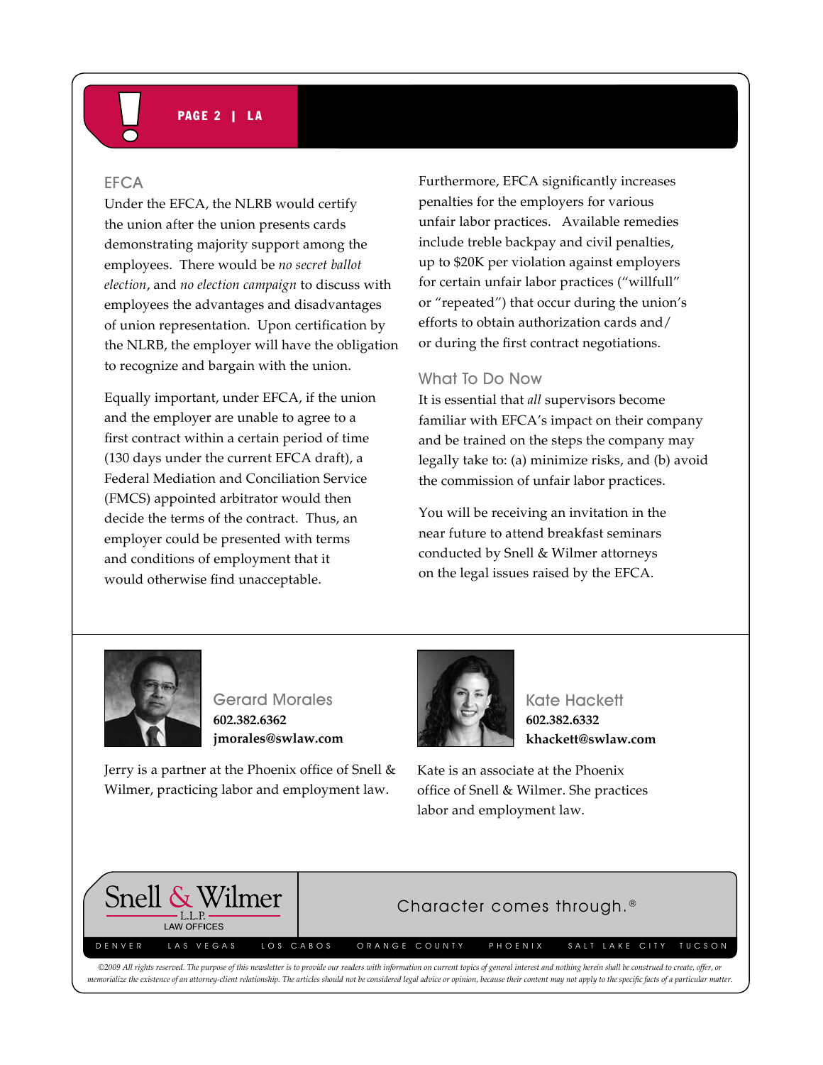## EFCA

Under the EFCA, the NLRB would certify the union after the union presents cards demonstrating majority support among the employees. There would be *no secret ballot election*, and *no election campaign* to discuss with employees the advantages and disadvantages of union representation. Upon certification by the NLRB, the employer will have the obligation to recognize and bargain with the union.

Equally important, under EFCA, if the union and the employer are unable to agree to a first contract within a certain period of time (130 days under the current EFCA draft), a Federal Mediation and Conciliation Service (FMCS) appointed arbitrator would then decide the terms of the contract. Thus, an employer could be presented with terms and conditions of employment that it would otherwise find unacceptable.

Furthermore, EFCA significantly increases penalties for the employers for various unfair labor practices. Available remedies include treble backpay and civil penalties, up to $20K per violation against employers for certain unfair labor practices ("willfull" or "repeated") that occur during the union's efforts to obtain authorization cards and/or during the first contract negotiations.

## What To Do Now

It is essential that *all* supervisors become familiar with EFCA's impact on their company and be trained on the steps the company may legally take to: (a) minimize risks, and (b) avoid the commission of unfair labor practices.

You will be receiving an invitation in the near future to attend breakfast seminars conducted by Snell & Wilmer attorneys on the legal issues raised by the EFCA.

---

### Gerard Morales

**602.382.6362**
**jmorales@swlaw.com**

Jerry is a partner at the Phoenix office of Snell & Wilmer, practicing labor and employment law.

### Kate Hackett

**602.382.6332**
**khackett@swlaw.com**

Kate is an associate at the Phoenix office of Snell & Wilmer. She practices labor and employment law.

---

Snell & Wilmer L.L.P. LAW OFFICES

Character comes through.®

DENVER | LAS VEGAS | LOS CABOS | ORANGE COUNTY | PHOENIX | SALT LAKE CITY | TUCSON

*©2009 All rights reserved. The purpose of this newsletter is to provide our readers with information on current topics of general interest and nothing herein shall be construed to create, offer, or memorialize the existence of an attorney-client relationship. The articles should not be considered legal advice or opinion, because their content may not apply to the specific facts of a particular matter.*